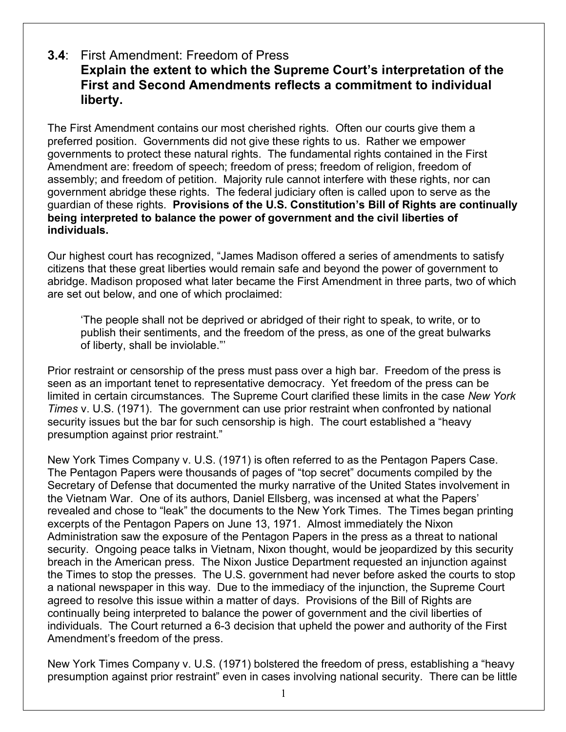## **3.4**: First Amendment: Freedom of Press

### **Explain the extent to which the Supreme Court's interpretation of the First and Second Amendments reflects a commitment to individual liberty.**

The First Amendment contains our most cherished rights. Often our courts give them a preferred position. Governments did not give these rights to us. Rather we empower governments to protect these natural rights. The fundamental rights contained in the First Amendment are: freedom of speech; freedom of press; freedom of religion, freedom of assembly; and freedom of petition. Majority rule cannot interfere with these rights, nor can government abridge these rights. The federal judiciary often is called upon to serve as the guardian of these rights. **Provisions of the U.S. Constitution's Bill of Rights are continually being interpreted to balance the power of government and the civil liberties of individuals.**

Our highest court has recognized, "James Madison offered a series of amendments to satisfy citizens that these great liberties would remain safe and beyond the power of government to abridge. Madison proposed what later became the First Amendment in three parts, two of which are set out below, and one of which proclaimed:

> 'The people shall not be deprived or abridged of their right to speak, to write, or to publish their sentiments, and the freedom of the press, as one of the great bulwarks of liberty, shall be inviolable."'

Prior restraint or censorship of the press must pass over a high bar. Freedom of the press is seen as an important tenet to representative democracy. Yet freedom of the press can be limited in certain circumstances. The Supreme Court clarified these limits in the case *New York Times* v. U.S. (1971). The government can use prior restraint when confronted by national security issues but the bar for such censorship is high. The court established a "heavy presumption against prior restraint."

New York Times Company v. U.S. (1971) is often referred to as the Pentagon Papers Case. The Pentagon Papers were thousands of pages of "top secret" documents compiled by the Secretary of Defense that documented the murky narrative of the United States involvement in the Vietnam War. One of its authors, Daniel Ellsberg, was incensed at what the Papers' revealed and chose to "leak" the documents to the New York Times. The Times began printing excerpts of the Pentagon Papers on June 13, 1971. Almost immediately the Nixon Administration saw the exposure of the Pentagon Papers in the press as a threat to national security. Ongoing peace talks in Vietnam, Nixon thought, would be jeopardized by this security breach in the American press. The Nixon Justice Department requested an injunction against the Times to stop the presses. The U.S. government had never before asked the courts to stop a national newspaper in this way. Due to the immediacy of the injunction, the Supreme Court agreed to resolve this issue within a matter of days. Provisions of the Bill of Rights are continually being interpreted to balance the power of government and the civil liberties of individuals. The Court returned a 6-3 decision that upheld the power and authority of the First Amendment's freedom of the press.

New York Times Company v. U.S. (1971) bolstered the freedom of press, establishing a "heavy presumption against prior restraint" even in cases involving national security. There can be little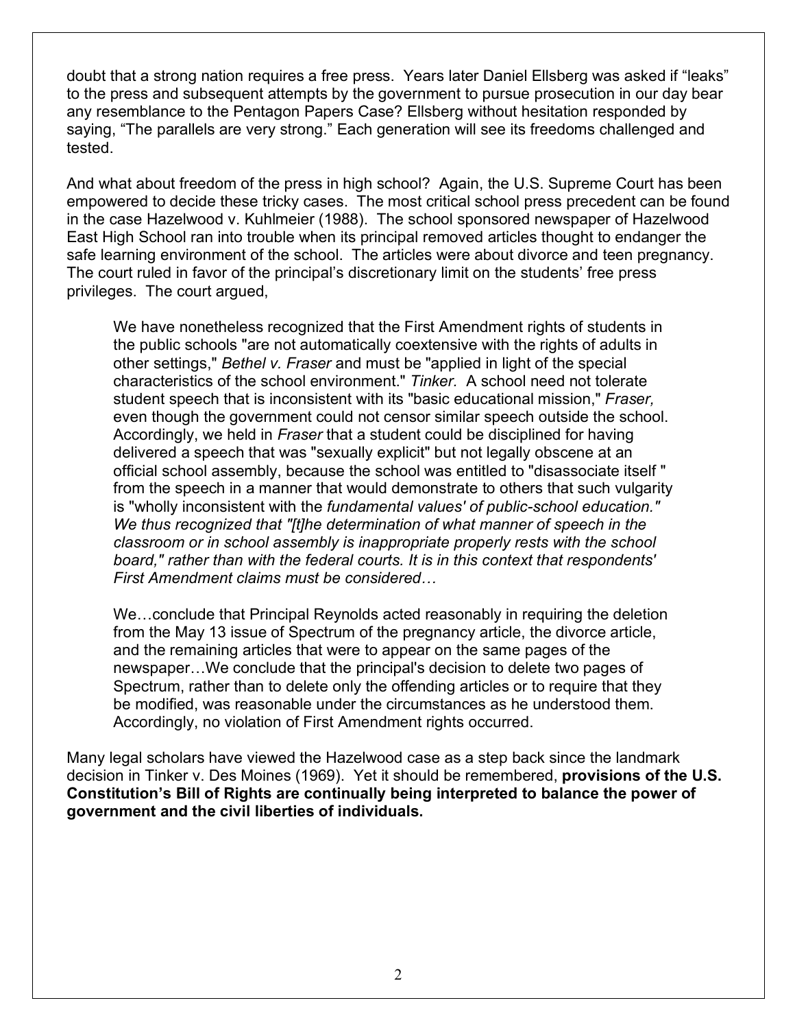doubt that a strong nation requires a free press. Years later Daniel Ellsberg was asked if "leaks" to the press and subsequent attempts by the government to pursue prosecution in our day bear any resemblance to the Pentagon Papers Case? Ellsberg without hesitation responded by saying, "The parallels are very strong." Each generation will see its freedoms challenged and tested.

And what about freedom of the press in high school? Again, the U.S. Supreme Court has been empowered to decide these tricky cases. The most critical school press precedent can be found in the case Hazelwood v. Kuhlmeier (1988). The school sponsored newspaper of Hazelwood East High School ran into trouble when its principal removed articles thought to endanger the safe learning environment of the school. The articles were about divorce and teen pregnancy. The court ruled in favor of the principal's discretionary limit on the students' free press privileges. The court argued,

> We have nonetheless recognized that the First Amendment rights of students in the public schools "are not automatically coextensive with the rights of adults in other settings," *Bethel v. Fraser* and must be "applied in light of the special characteristics of the school environment." *Tinker.* A school need not tolerate student speech that is inconsistent with its "basic educational mission," *Fraser,* even though the government could not censor similar speech outside the school. Accordingly, we held in *Fraser* that a student could be disciplined for having delivered a speech that was "sexually explicit" but not legally obscene at an official school assembly, because the school was entitled to "disassociate itself " from the speech in a manner that would demonstrate to others that such vulgarity is "wholly inconsistent with the *fundamental values' of public-school education." We thus recognized that "[t]he determination of what manner of speech in the classroom or in school assembly is inappropriate properly rests with the school board," rather than with the federal courts. It is in this context that respondents' First Amendment claims must be considered…*
>
> We…conclude that Principal Reynolds acted reasonably in requiring the deletion from the May 13 issue of Spectrum of the pregnancy article, the divorce article, and the remaining articles that were to appear on the same pages of the newspaper…We conclude that the principal's decision to delete two pages of Spectrum, rather than to delete only the offending articles or to require that they be modified, was reasonable under the circumstances as he understood them. Accordingly, no violation of First Amendment rights occurred.

Many legal scholars have viewed the Hazelwood case as a step back since the landmark decision in Tinker v. Des Moines (1969). Yet it should be remembered, **provisions of the U.S. Constitution's Bill of Rights are continually being interpreted to balance the power of government and the civil liberties of individuals.**